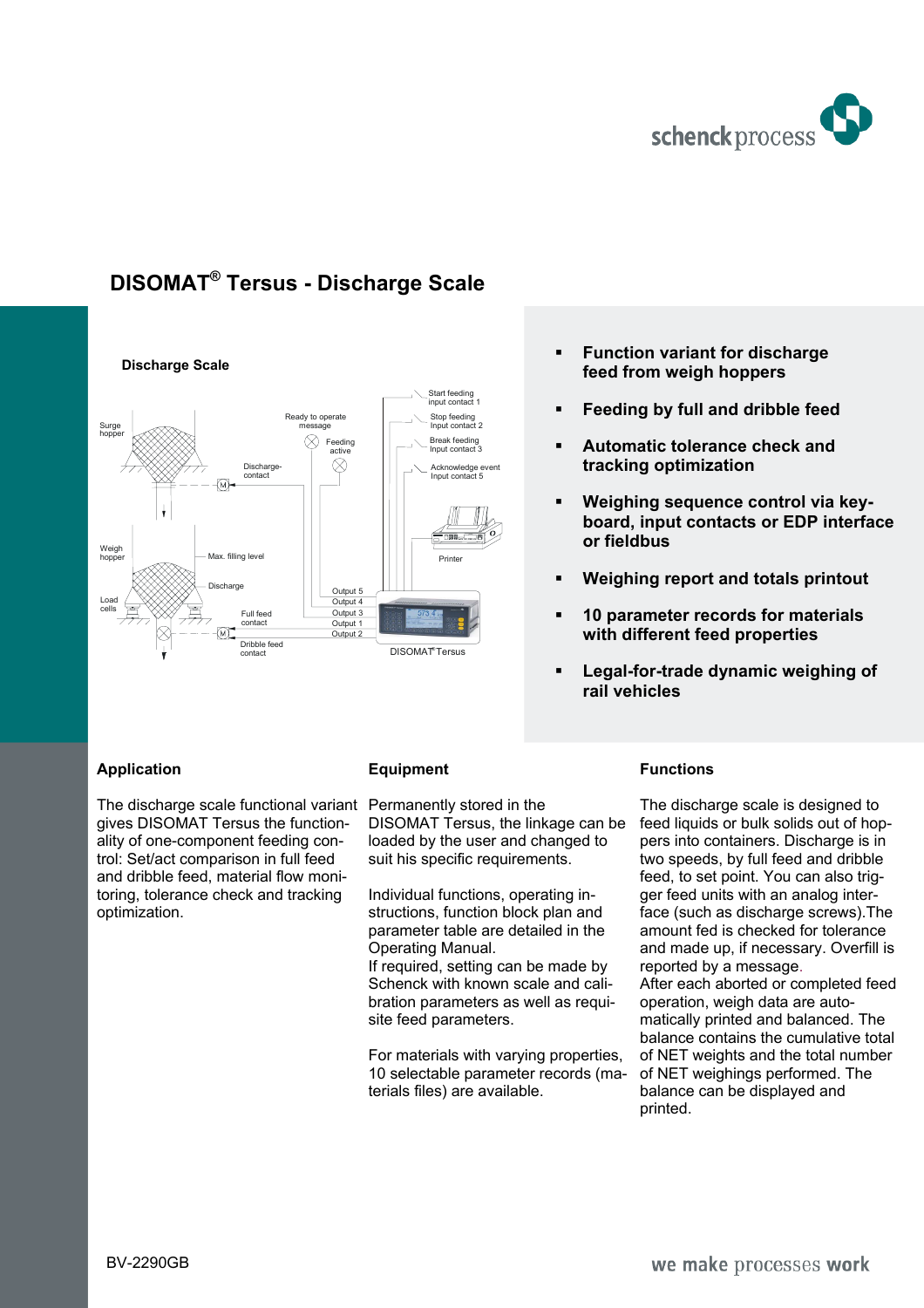# DISOMAT® Tersus - Discharge Scale

- **Function variant for discharge feed from weigh hoppers**
- **Feeding by full and dribble feed**
- **Automatic tolerance check and tracking optimization**
- **Weighing sequence control via keyboard, input contacts or EDP interface or fieldbus**
- **Weighing report and totals printout**
- **10 parameter records for materials with different feed properties**
- **Legal-for-trade dynamic weighing of rail vehicles**

## Application

The discharge scale functional variant gives DISOMAT Tersus the functionality of one-component feeding control: Set/act comparison in full feed and dribble feed, material flow monitoring, tolerance check and tracking optimization.

## Equipment

Permanently stored in the DISOMAT Tersus, the linkage can be loaded by the user and changed to suit his specific requirements.

Individual functions, operating instructions, function block plan and parameter table are detailed in the Operating Manual.
If required, setting can be made by Schenck with known scale and calibration parameters as well as requisite feed parameters.

For materials with varying properties, 10 selectable parameter records (materials files) are available.

## Functions

The discharge scale is designed to feed liquids or bulk solids out of hoppers into containers. Discharge is in two speeds, by full feed and dribble feed, to set point. You can also trigger feed units with an analog interface (such as discharge screws).The amount fed is checked for tolerance and made up, if necessary. Overfill is reported by a message.
After each aborted or completed feed operation, weigh data are automatically printed and balanced. The balance contains the cumulative total of NET weights and the total number of NET weighings performed. The balance can be displayed and printed.

BV-2290GB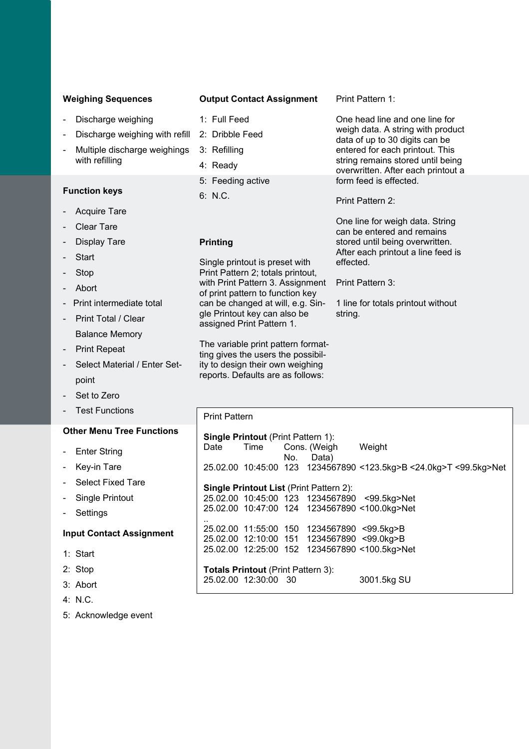**Weighing Sequences**

- Discharge weighing
- Discharge weighing with refill
- Multiple discharge weighings with refilling

**Function keys**

- Acquire Tare
- Clear Tare
- Display Tare
- Start
- Stop
- Abort
- Print intermediate total
- Print Total / Clear Balance Memory
- Print Repeat
- Select Material / Enter Setpoint
- Set to Zero
- Test Functions

**Other Menu Tree Functions**

- Enter String
- Key-in Tare
- Select Fixed Tare
- Single Printout
- Settings

**Input Contact Assignment**

1: Start
2: Stop
3: Abort
4: N.C.
5: Acknowledge event

**Output Contact Assignment**

1: Full Feed
2: Dribble Feed
3: Refilling
4: Ready
5: Feeding active
6: N.C.

**Printing**

Single printout is preset with Print Pattern 2; totals printout, with Print Pattern 3. Assignment of print pattern to function key can be changed at will, e.g. Single Printout key can also be assigned Print Pattern 1.

The variable print pattern formatting gives the users the possibility to design their own weighing reports. Defaults are as follows:

Print Pattern 1:

One head line and one line for weigh data. A string with product data of up to 30 digits can be entered for each printout. This string remains stored until being overwritten. After each printout a form feed is effected.

Print Pattern 2:

One line for weigh data. String can be entered and remains stored until being overwritten. After each printout a line feed is effected.

Print Pattern 3:

1 line for totals printout without string.

```
Print Pattern

Single Printout (Print Pattern 1):
Date      Time      Cons. (Weigh      Weight
                    No.    Data)
25.02.00  10:45:00  123   1234567890 <123.5kg>B <24.0kg>T <99.5kg>Net

Single Printout List (Print Pattern 2):
25.02.00  10:45:00  123   1234567890   <99.5kg>Net
25.02.00  10:47:00  124   1234567890 <100.0kg>Net
..
25.02.00  11:55:00  150   1234567890  <99.5kg>B
25.02.00  12:10:00  151   1234567890  <99.0kg>B
25.02.00  12:25:00  152   1234567890 <100.5kg>Net

Totals Printout (Print Pattern 3):
25.02.00  12:30:00   30                  3001.5kg SU
```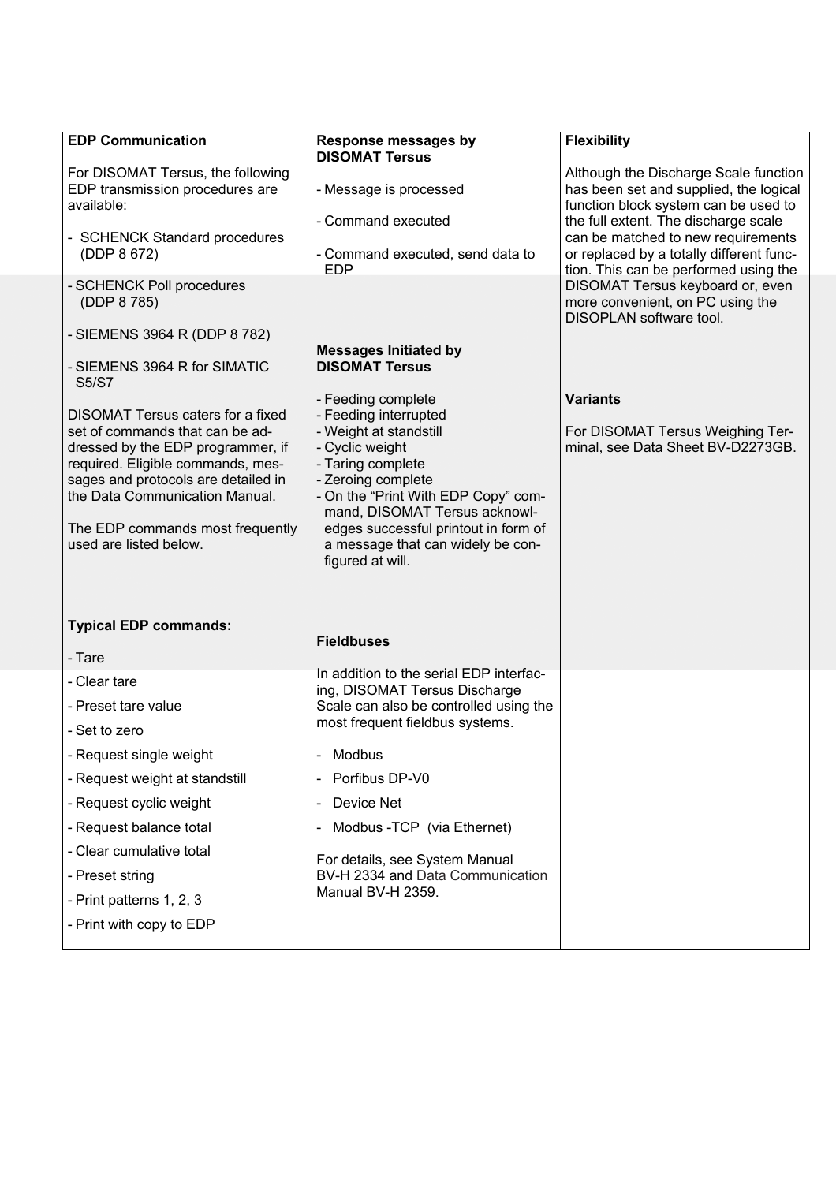### EDP Communication

For DISOMAT Tersus, the following EDP transmission procedures are available:

- SCHENCK Standard procedures (DDP 8 672)
- SCHENCK Poll procedures (DDP 8 785)
- SIEMENS 3964 R (DDP 8 782)
- SIEMENS 3964 R for SIMATIC S5/S7

DISOMAT Tersus caters for a fixed set of commands that can be addressed by the EDP programmer, if required. Eligible commands, messages and protocols are detailed in the Data Communication Manual.

The EDP commands most frequently used are listed below.

**Typical EDP commands:**

- Tare
- Clear tare
- Preset tare value
- Set to zero
- Request single weight
- Request weight at standstill
- Request cyclic weight
- Request balance total
- Clear cumulative total
- Preset string
- Print patterns 1, 2, 3
- Print with copy to EDP

### Response messages by DISOMAT Tersus

- Message is processed
- Command executed
- Command executed, send data to EDP

### Messages Initiated by DISOMAT Tersus

- Feeding complete
- Feeding interrupted
- Weight at standstill
- Cyclic weight
- Taring complete
- Zeroing complete
- On the "Print With EDP Copy" command, DISOMAT Tersus acknowledges successful printout in form of a message that can widely be configured at will.

### Fieldbuses

In addition to the serial EDP interfacing, DISOMAT Tersus Discharge Scale can also be controlled using the most frequent fieldbus systems.

- Modbus
- Porfibus DP-V0
- Device Net
- Modbus -TCP (via Ethernet)

For details, see System Manual BV-H 2334 and Data Communication Manual BV-H 2359.

### Flexibility

Although the Discharge Scale function has been set and supplied, the logical function block system can be used to the full extent. The discharge scale can be matched to new requirements or replaced by a totally different function. This can be performed using the DISOMAT Tersus keyboard or, even more convenient, on PC using the DISOPLAN software tool.

### Variants

For DISOMAT Tersus Weighing Terminal, see Data Sheet BV-D2273GB.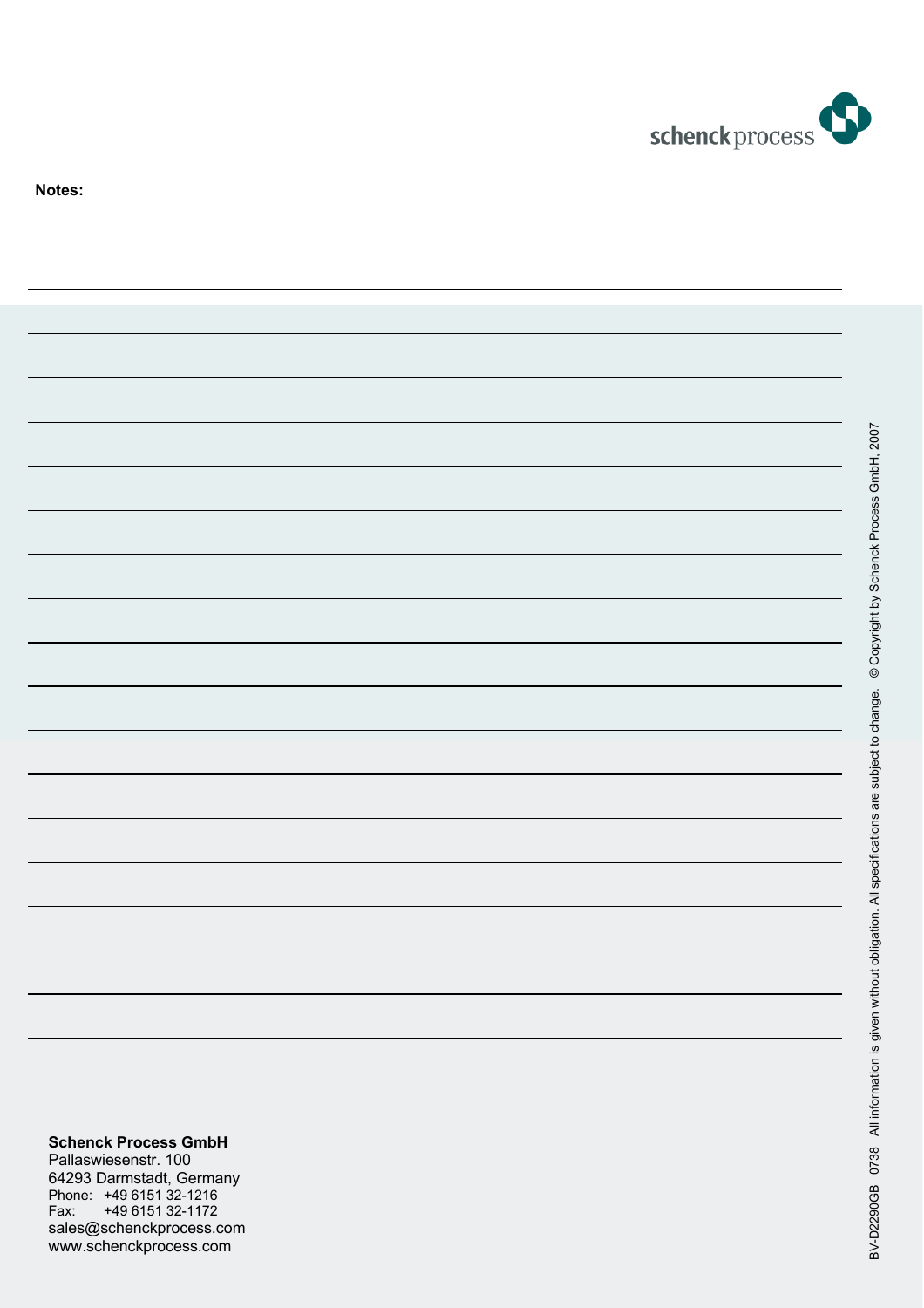**Notes:**

**Schenck Process GmbH**
Pallaswiesenstr. 100
64293 Darmstadt, Germany
Phone: +49 6151 32-1216
Fax: +49 6151 32-1172
sales@schenckprocess.com
www.schenckprocess.com

BV-D2290GB 0738 All information is given without obligation. All specifications are subject to change. © Copyright by Schenck Process GmbH, 2007